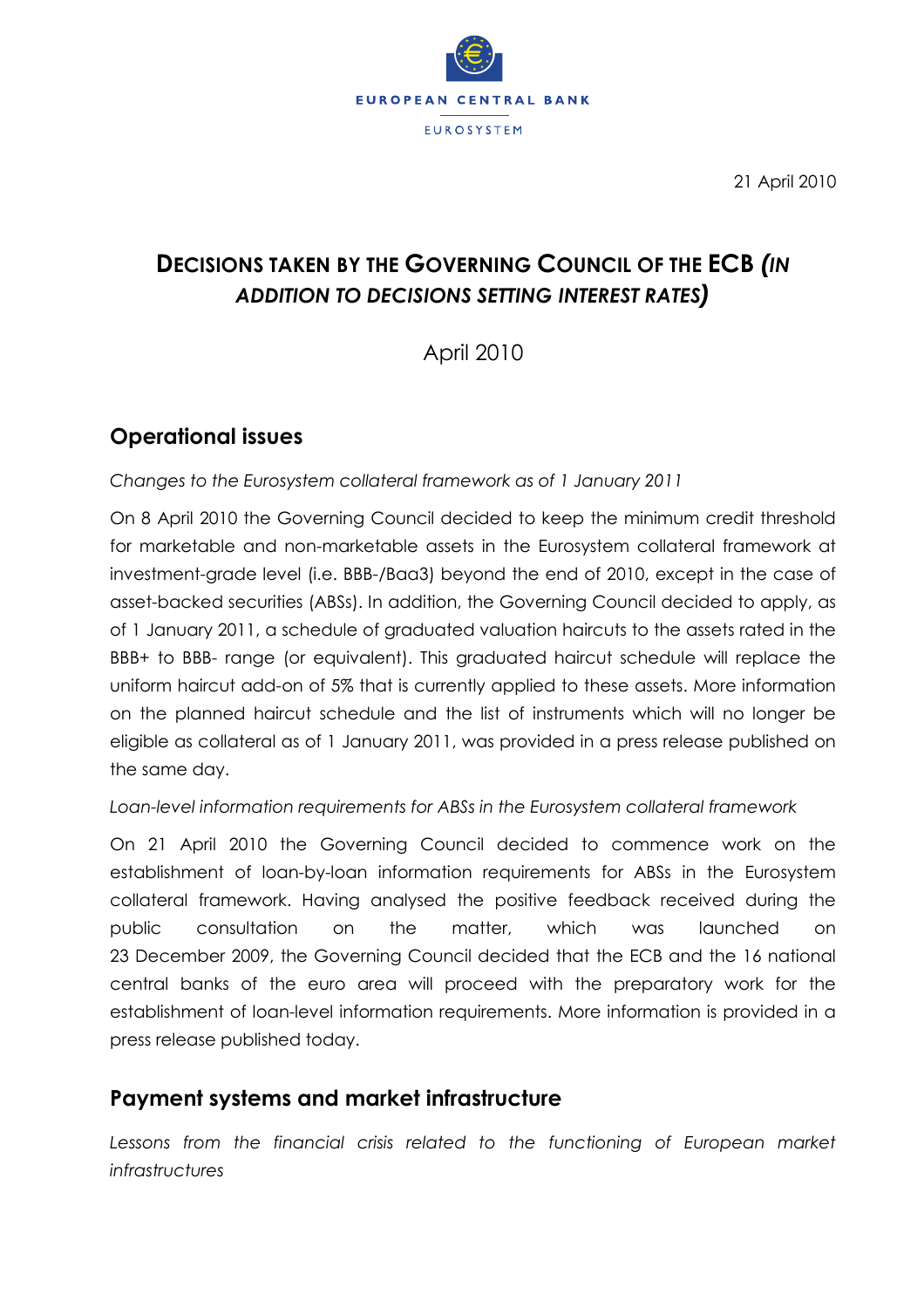EUROPEAN CENTRAL BANK

EUROSYSTEM

21 April 2010

# DECISIONS TAKEN BY THE GOVERNING COUNCIL OF THE ECB *(IN ADDITION TO DECISIONS SETTING INTEREST RATES)*

April 2010

## Operational issues

*Changes to the Eurosystem collateral framework as of 1 January 2011*

On 8 April 2010 the Governing Council decided to keep the minimum credit threshold for marketable and non-marketable assets in the Eurosystem collateral framework at investment-grade level (i.e. BBB-/Baa3) beyond the end of 2010, except in the case of asset-backed securities (ABSs). In addition, the Governing Council decided to apply, as of 1 January 2011, a schedule of graduated valuation haircuts to the assets rated in the BBB+ to BBB- range (or equivalent). This graduated haircut schedule will replace the uniform haircut add-on of 5% that is currently applied to these assets. More information on the planned haircut schedule and the list of instruments which will no longer be eligible as collateral as of 1 January 2011, was provided in a press release published on the same day.

*Loan-level information requirements for ABSs in the Eurosystem collateral framework*

On 21 April 2010 the Governing Council decided to commence work on the establishment of loan-by-loan information requirements for ABSs in the Eurosystem collateral framework. Having analysed the positive feedback received during the public consultation on the matter, which was launched on 23 December 2009, the Governing Council decided that the ECB and the 16 national central banks of the euro area will proceed with the preparatory work for the establishment of loan-level information requirements. More information is provided in a press release published today.

## Payment systems and market infrastructure

*Lessons from the financial crisis related to the functioning of European market infrastructures*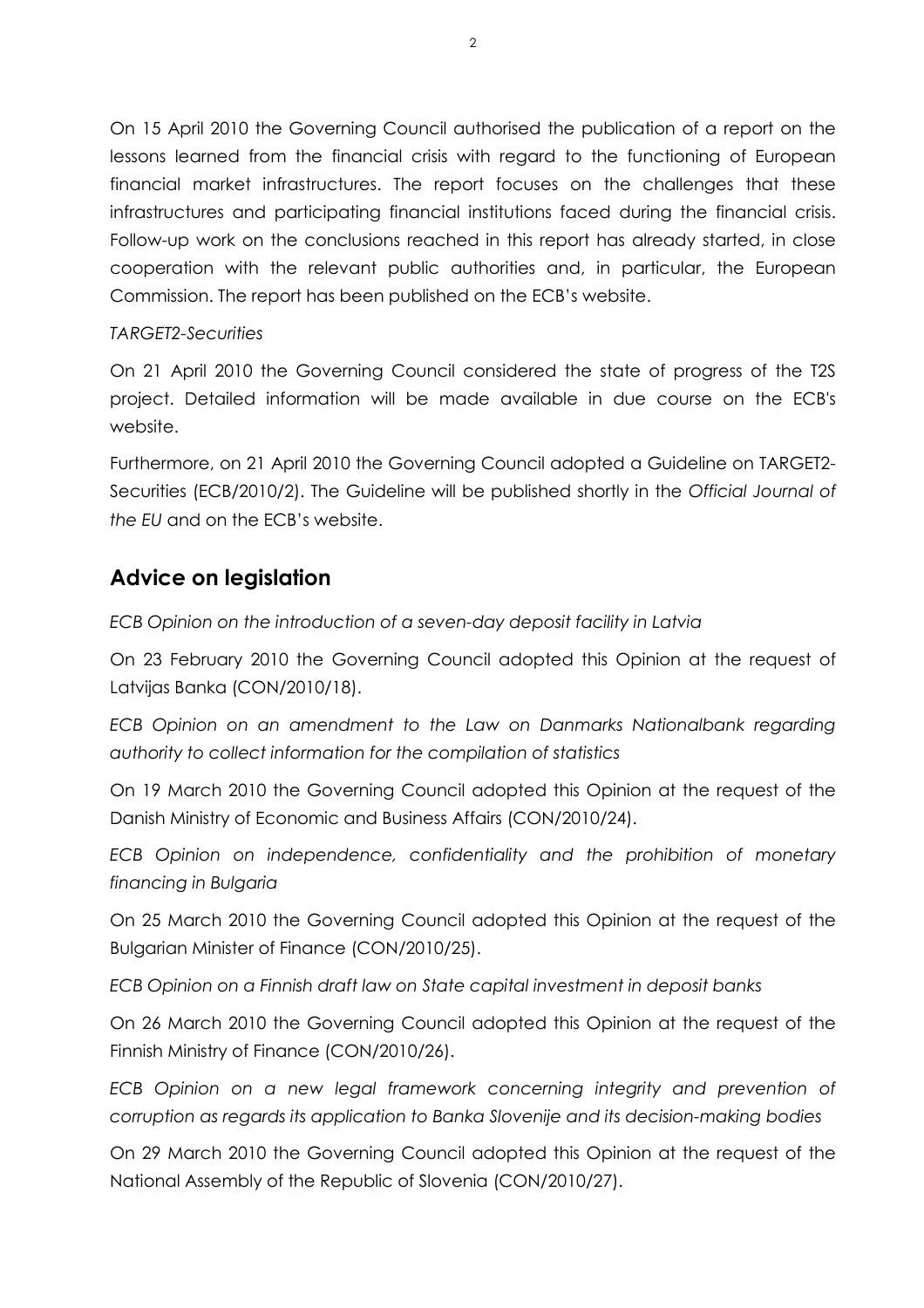On 15 April 2010 the Governing Council authorised the publication of a report on the lessons learned from the financial crisis with regard to the functioning of European financial market infrastructures. The report focuses on the challenges that these infrastructures and participating financial institutions faced during the financial crisis. Follow-up work on the conclusions reached in this report has already started, in close cooperation with the relevant public authorities and, in particular, the European Commission. The report has been published on the ECB's website.

*TARGET2-Securities*

On 21 April 2010 the Governing Council considered the state of progress of the T2S project. Detailed information will be made available in due course on the ECB's website.

Furthermore, on 21 April 2010 the Governing Council adopted a Guideline on TARGET2-Securities (ECB/2010/2). The Guideline will be published shortly in the *Official Journal of the EU* and on the ECB's website.

## Advice on legislation

*ECB Opinion on the introduction of a seven-day deposit facility in Latvia*

On 23 February 2010 the Governing Council adopted this Opinion at the request of Latvijas Banka (CON/2010/18).

*ECB Opinion on an amendment to the Law on Danmarks Nationalbank regarding authority to collect information for the compilation of statistics*

On 19 March 2010 the Governing Council adopted this Opinion at the request of the Danish Ministry of Economic and Business Affairs (CON/2010/24).

*ECB Opinion on independence, confidentiality and the prohibition of monetary financing in Bulgaria*

On 25 March 2010 the Governing Council adopted this Opinion at the request of the Bulgarian Minister of Finance (CON/2010/25).

*ECB Opinion on a Finnish draft law on State capital investment in deposit banks*

On 26 March 2010 the Governing Council adopted this Opinion at the request of the Finnish Ministry of Finance (CON/2010/26).

*ECB Opinion on a new legal framework concerning integrity and prevention of corruption as regards its application to Banka Slovenije and its decision-making bodies*

On 29 March 2010 the Governing Council adopted this Opinion at the request of the National Assembly of the Republic of Slovenia (CON/2010/27).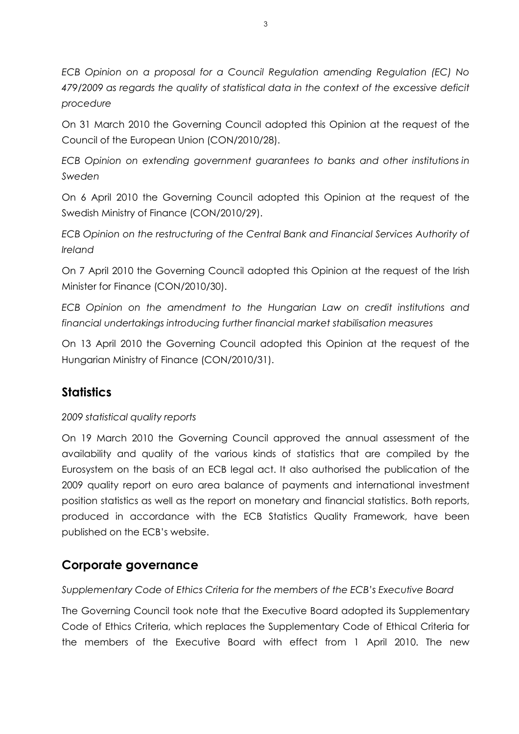*ECB Opinion on a proposal for a Council Regulation amending Regulation (EC) No 479/2009 as regards the quality of statistical data in the context of the excessive deficit procedure*

On 31 March 2010 the Governing Council adopted this Opinion at the request of the Council of the European Union (CON/2010/28).

*ECB Opinion on extending government guarantees to banks and other institutions in Sweden*

On 6 April 2010 the Governing Council adopted this Opinion at the request of the Swedish Ministry of Finance (CON/2010/29).

*ECB Opinion on the restructuring of the Central Bank and Financial Services Authority of Ireland*

On 7 April 2010 the Governing Council adopted this Opinion at the request of the Irish Minister for Finance (CON/2010/30).

*ECB Opinion on the amendment to the Hungarian Law on credit institutions and financial undertakings introducing further financial market stabilisation measures*

On 13 April 2010 the Governing Council adopted this Opinion at the request of the Hungarian Ministry of Finance (CON/2010/31).

## Statistics

*2009 statistical quality reports*

On 19 March 2010 the Governing Council approved the annual assessment of the availability and quality of the various kinds of statistics that are compiled by the Eurosystem on the basis of an ECB legal act. It also authorised the publication of the 2009 quality report on euro area balance of payments and international investment position statistics as well as the report on monetary and financial statistics. Both reports, produced in accordance with the ECB Statistics Quality Framework, have been published on the ECB's website.

## Corporate governance

*Supplementary Code of Ethics Criteria for the members of the ECB's Executive Board*

The Governing Council took note that the Executive Board adopted its Supplementary Code of Ethics Criteria, which replaces the Supplementary Code of Ethical Criteria for the members of the Executive Board with effect from 1 April 2010. The new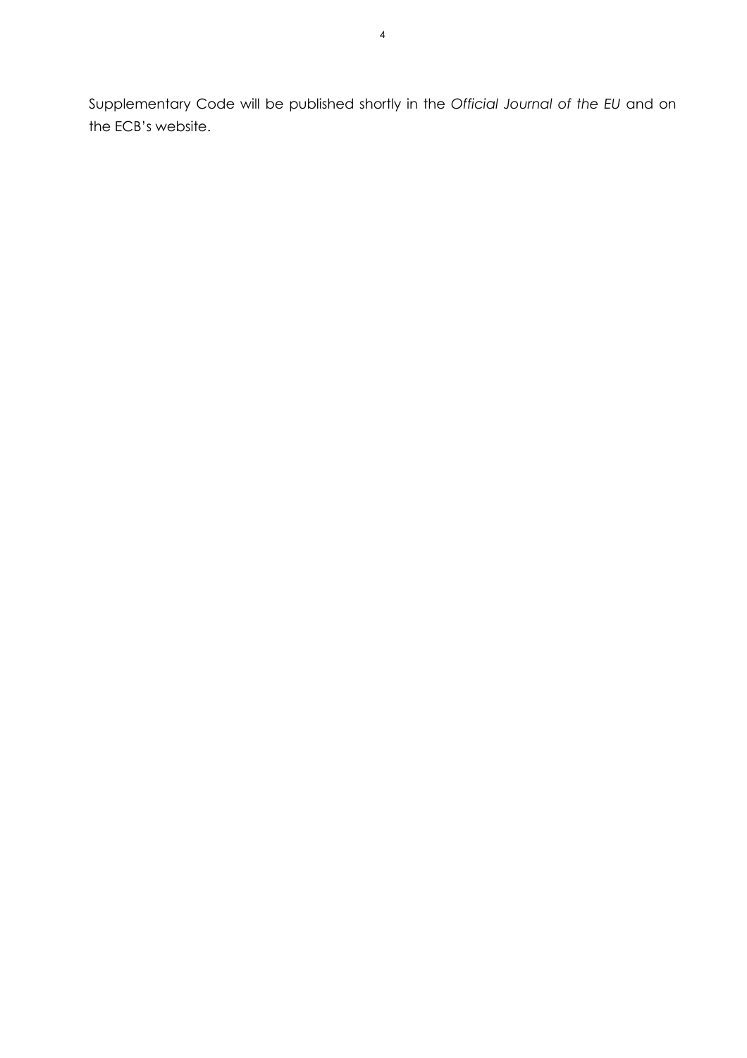Supplementary Code will be published shortly in the *Official Journal of the EU* and on the ECB's website.